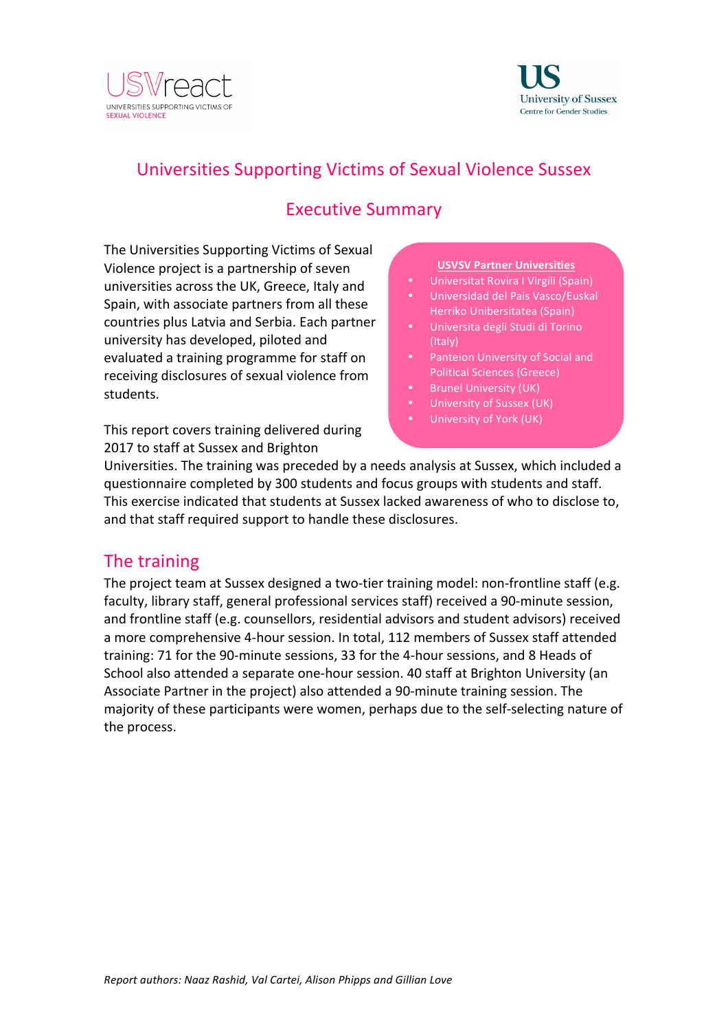# Universities Supporting Victims of Sexual Violence Sussex

## Executive Summary

The Universities Supporting Victims of Sexual Violence project is a partnership of seven universities across the UK, Greece, Italy and Spain, with associate partners from all these countries plus Latvia and Serbia. Each partner university has developed, piloted and evaluated a training programme for staff on receiving disclosures of sexual violence from students.

**USVSV Partner Universities**

- Universitat Rovira I Virgili (Spain)
- Universidad del Pais Vasco/Euskal Herriko Unibersitatea (Spain)
- Universita degli Studi di Torino (Italy)
- Panteion University of Social and Political Sciences (Greece)
- Brunel University (UK)
- University of Sussex (UK)
- University of York (UK)

This report covers training delivered during 2017 to staff at Sussex and Brighton Universities. The training was preceded by a needs analysis at Sussex, which included a questionnaire completed by 300 students and focus groups with students and staff. This exercise indicated that students at Sussex lacked awareness of who to disclose to, and that staff required support to handle these disclosures.

## The training

The project team at Sussex designed a two-tier training model: non-frontline staff (e.g. faculty, library staff, general professional services staff) received a 90-minute session, and frontline staff (e.g. counsellors, residential advisors and student advisors) received a more comprehensive 4-hour session. In total, 112 members of Sussex staff attended training: 71 for the 90-minute sessions, 33 for the 4-hour sessions, and 8 Heads of School also attended a separate one-hour session. 40 staff at Brighton University (an Associate Partner in the project) also attended a 90-minute training session. The majority of these participants were women, perhaps due to the self-selecting nature of the process.

*Report authors: Naaz Rashid, Val Cartei, Alison Phipps and Gillian Love*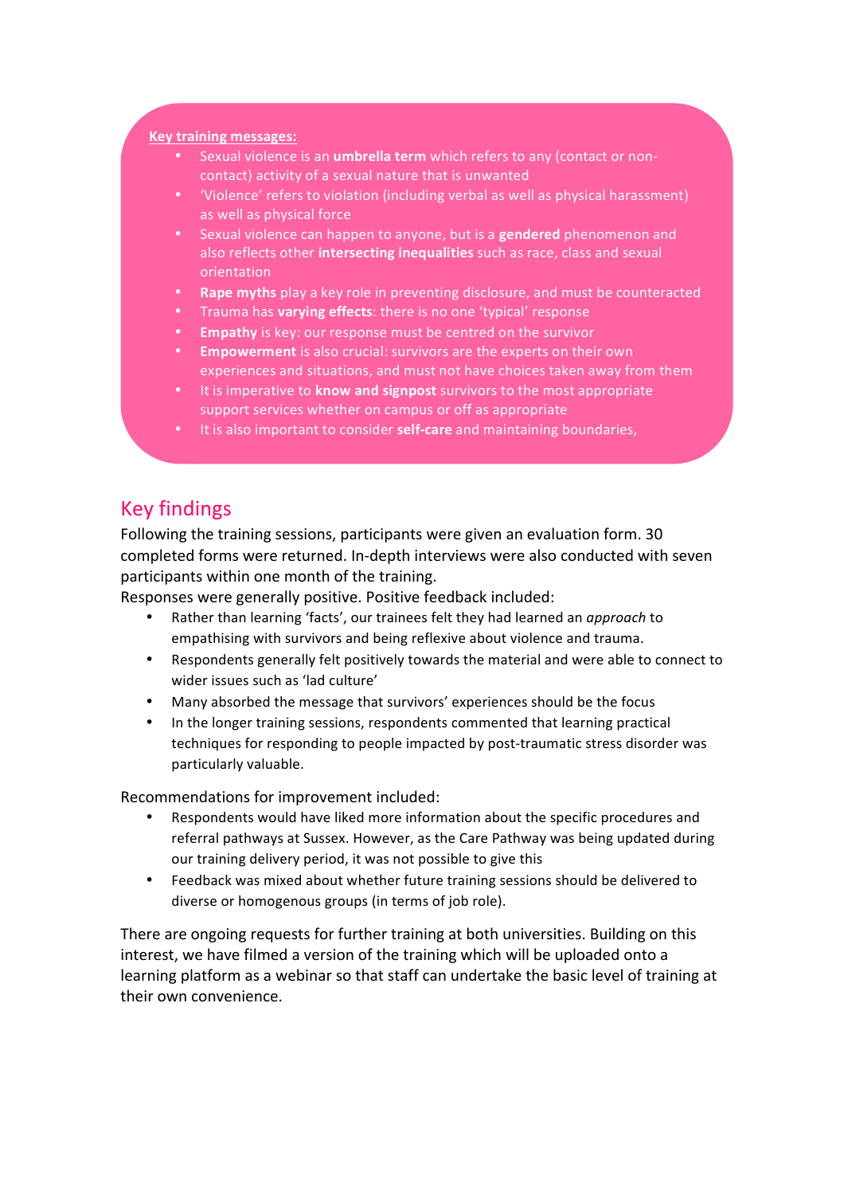**Key training messages:**

- Sexual violence is an **umbrella term** which refers to any (contact or non-contact) activity of a sexual nature that is unwanted
- 'Violence' refers to violation (including verbal as well as physical harassment) as well as physical force
- Sexual violence can happen to anyone, but is a **gendered** phenomenon and also reflects other **intersecting inequalities** such as race, class and sexual orientation
- **Rape myths** play a key role in preventing disclosure, and must be counteracted
- Trauma has **varying effects**: there is no one 'typical' response
- **Empathy** is key: our response must be centred on the survivor
- **Empowerment** is also crucial: survivors are the experts on their own experiences and situations, and must not have choices taken away from them
- It is imperative to **know and signpost** survivors to the most appropriate support services whether on campus or off as appropriate
- It is also important to consider **self-care** and maintaining boundaries,

## Key findings

Following the training sessions, participants were given an evaluation form. 30 completed forms were returned. In-depth interviews were also conducted with seven participants within one month of the training.

Responses were generally positive. Positive feedback included:

- Rather than learning 'facts', our trainees felt they had learned an *approach* to empathising with survivors and being reflexive about violence and trauma.
- Respondents generally felt positively towards the material and were able to connect to wider issues such as 'lad culture'
- Many absorbed the message that survivors' experiences should be the focus
- In the longer training sessions, respondents commented that learning practical techniques for responding to people impacted by post-traumatic stress disorder was particularly valuable.

Recommendations for improvement included:

- Respondents would have liked more information about the specific procedures and referral pathways at Sussex. However, as the Care Pathway was being updated during our training delivery period, it was not possible to give this
- Feedback was mixed about whether future training sessions should be delivered to diverse or homogenous groups (in terms of job role).

There are ongoing requests for further training at both universities. Building on this interest, we have filmed a version of the training which will be uploaded onto a learning platform as a webinar so that staff can undertake the basic level of training at their own convenience.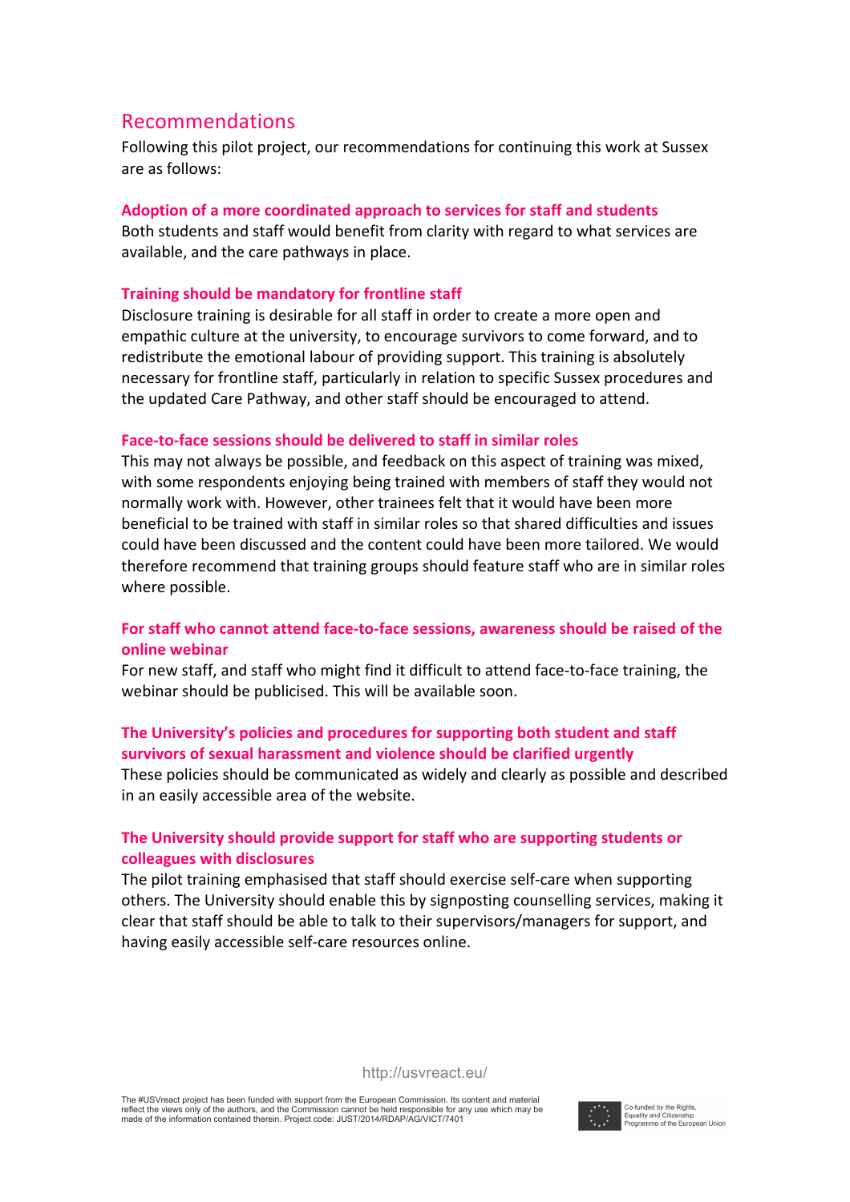## Recommendations

Following this pilot project, our recommendations for continuing this work at Sussex are as follows:

### Adoption of a more coordinated approach to services for staff and students

Both students and staff would benefit from clarity with regard to what services are available, and the care pathways in place.

### Training should be mandatory for frontline staff

Disclosure training is desirable for all staff in order to create a more open and empathic culture at the university, to encourage survivors to come forward, and to redistribute the emotional labour of providing support. This training is absolutely necessary for frontline staff, particularly in relation to specific Sussex procedures and the updated Care Pathway, and other staff should be encouraged to attend.

### Face-to-face sessions should be delivered to staff in similar roles

This may not always be possible, and feedback on this aspect of training was mixed, with some respondents enjoying being trained with members of staff they would not normally work with. However, other trainees felt that it would have been more beneficial to be trained with staff in similar roles so that shared difficulties and issues could have been discussed and the content could have been more tailored. We would therefore recommend that training groups should feature staff who are in similar roles where possible.

### For staff who cannot attend face-to-face sessions, awareness should be raised of the online webinar

For new staff, and staff who might find it difficult to attend face-to-face training, the webinar should be publicised. This will be available soon.

### The University's policies and procedures for supporting both student and staff survivors of sexual harassment and violence should be clarified urgently

These policies should be communicated as widely and clearly as possible and described in an easily accessible area of the website.

### The University should provide support for staff who are supporting students or colleagues with disclosures

The pilot training emphasised that staff should exercise self-care when supporting others. The University should enable this by signposting counselling services, making it clear that staff should be able to talk to their supervisors/managers for support, and having easily accessible self-care resources online.